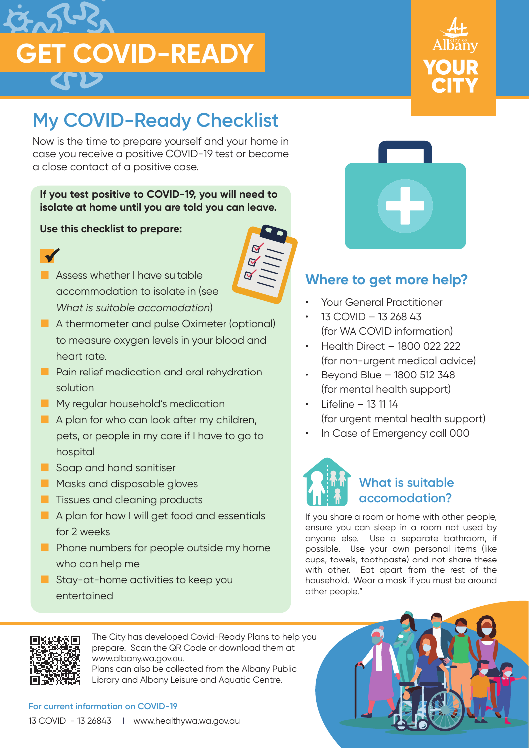# GET COVID-READY

City of Albany
**YOUR CITY**

## My COVID-Ready Checklist

Now is the time to prepare yourself and your home in case you receive a positive COVID-19 test or become a close contact of a positive case.

**If you test positive to COVID-19, you will need to isolate at home until you are told you can leave.**

**Use this checklist to prepare:**

- Assess whether I have suitable accommodation to isolate in (see *What is suitable accomodation*)
- A thermometer and pulse Oximeter (optional) to measure oxygen levels in your blood and heart rate.
- Pain relief medication and oral rehydration solution
- My regular household's medication
- A plan for who can look after my children, pets, or people in my care if I have to go to hospital
- Soap and hand sanitiser
- Masks and disposable gloves
- Tissues and cleaning products
- A plan for how I will get food and essentials for 2 weeks
- Phone numbers for people outside my home who can help me
- Stay-at-home activities to keep you entertained

## Where to get more help?

- Your General Practitioner
- 13 COVID – 13 268 43 (for WA COVID information)
- Health Direct – 1800 022 222 (for non-urgent medical advice)
- Beyond Blue – 1800 512 348 (for mental health support)
- Lifeline – 13 11 14 (for urgent mental health support)
- In Case of Emergency call 000

### What is suitable accomodation?

If you share a room or home with other people, ensure you can sleep in a room not used by anyone else. Use a separate bathroom, if possible. Use your own personal items (like cups, towels, toothpaste) and not share these with other. Eat apart from the rest of the household. Wear a mask if you must be around other people."

The City has developed Covid-Ready Plans to help you prepare. Scan the QR Code or download them at www.albany.wa.gov.au.
Plans can also be collected from the Albany Public Library and Albany Leisure and Aquatic Centre.

**For current information on COVID-19**

13 COVID - 13 26843 | www.healthywa.wa.gov.au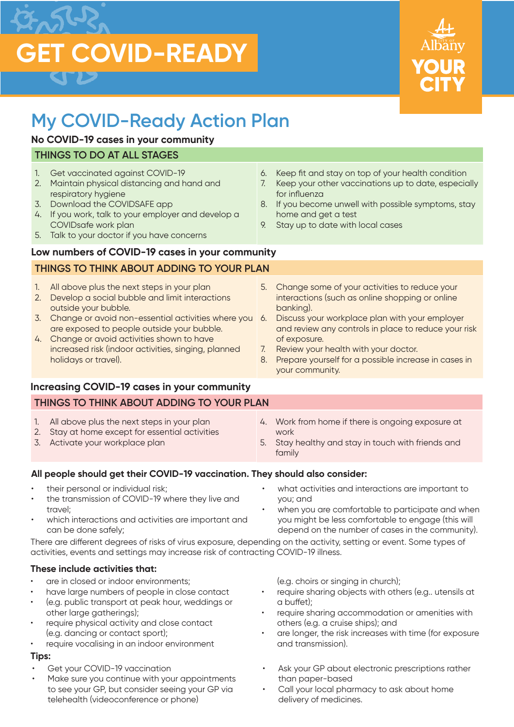# GET COVID-READY

City of Albany
YOUR CITY

## My COVID-Ready Action Plan

### No COVID-19 cases in your community

**THINGS TO DO AT ALL STAGES**

1. Get vaccinated against COVID-19
2. Maintain physical distancing and hand and respiratory hygiene
3. Download the COVIDSAFE app
4. If you work, talk to your employer and develop a COVIDsafe work plan
5. Talk to your doctor if you have concerns
6. Keep fit and stay on top of your health condition
7. Keep your other vaccinations up to date, especially for influenza
8. If you become unwell with possible symptoms, stay home and get a test
9. Stay up to date with local cases

### Low numbers of COVID-19 cases in your community

**THINGS TO THINK ABOUT ADDING TO YOUR PLAN**

1. All above plus the next steps in your plan
2. Develop a social bubble and limit interactions outside your bubble.
3. Change or avoid non-essential activities where you are exposed to people outside your bubble.
4. Change or avoid activities shown to have increased risk (indoor activities, singing, planned holidays or travel).
5. Change some of your activities to reduce your interactions (such as online shopping or online banking).
6. Discuss your workplace plan with your employer and review any controls in place to reduce your risk of exposure.
7. Review your health with your doctor.
8. Prepare yourself for a possible increase in cases in your community.

### Increasing COVID-19 cases in your community

**THINGS TO THINK ABOUT ADDING TO YOUR PLAN**

1. All above plus the next steps in your plan
2. Stay at home except for essential activities
3. Activate your workplace plan
4. Work from home if there is ongoing exposure at work
5. Stay healthy and stay in touch with friends and family

**All people should get their COVID-19 vaccination. They should also consider:**

- their personal or individual risk;
- the transmission of COVID-19 where they live and travel;
- which interactions and activities are important and can be done safely;
- what activities and interactions are important to you; and
- when you are comfortable to participate and when you might be less comfortable to engage (this will depend on the number of cases in the community).

There are different degrees of risks of virus exposure, depending on the activity, setting or event. Some types of activities, events and settings may increase risk of contracting COVID-19 illness.

**These include activities that:**

- are in closed or indoor environments;
- have large numbers of people in close contact
- (e.g. public transport at peak hour, weddings or other large gatherings);
- require physical activity and close contact (e.g. dancing or contact sport);
- require vocalising in an indoor environment (e.g. choirs or singing in church);
- require sharing objects with others (e.g.. utensils at a buffet);
- require sharing accommodation or amenities with others (e.g. a cruise ships); and
- are longer, the risk increases with time (for exposure and transmission).

**Tips:**

- Get your COVID-19 vaccination
- Make sure you continue with your appointments to see your GP, but consider seeing your GP via telehealth (videoconference or phone)
- Ask your GP about electronic prescriptions rather than paper-based
- Call your local pharmacy to ask about home delivery of medicines.